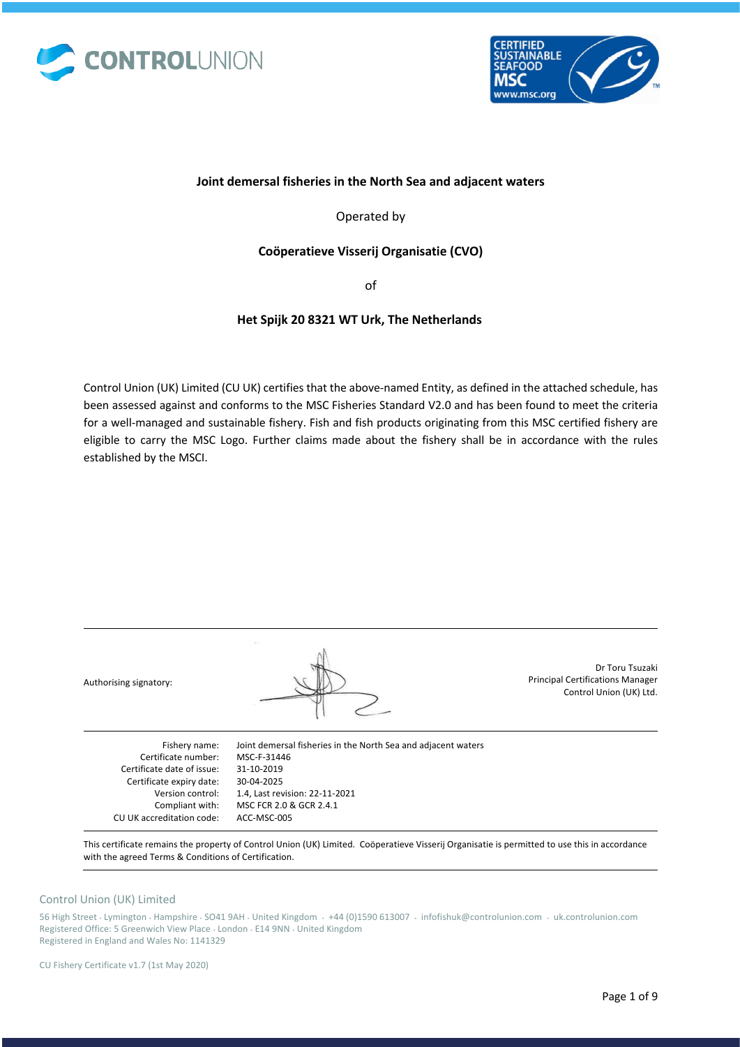**Joint demersal fisheries in the North Sea and adjacent waters**

Operated by

**Coöperatieve Visserij Organisatie (CVO)**

of

**Het Spijk 20 8321 WT Urk, The Netherlands**

Control Union (UK) Limited (CU UK) certifies that the above-named Entity, as defined in the attached schedule, has been assessed against and conforms to the MSC Fisheries Standard V2.0 and has been found to meet the criteria for a well-managed and sustainable fishery. Fish and fish products originating from this MSC certified fishery are eligible to carry the MSC Logo. Further claims made about the fishery shall be in accordance with the rules established by the MSCI.

Authorising signatory:

Dr Toru Tsuzaki
Principal Certifications Manager
Control Union (UK) Ltd.

| | |
|---|---|
| Fishery name: | Joint demersal fisheries in the North Sea and adjacent waters |
| Certificate number: | MSC-F-31446 |
| Certificate date of issue: | 31-10-2019 |
| Certificate expiry date: | 30-04-2025 |
| Version control: | 1.4, Last revision: 22-11-2021 |
| Compliant with: | MSC FCR 2.0 & GCR 2.4.1 |
| CU UK accreditation code: | ACC-MSC-005 |

This certificate remains the property of Control Union (UK) Limited. Coöperatieve Visserij Organisatie is permitted to use this in accordance with the agreed Terms & Conditions of Certification.

Control Union (UK) Limited

56 High Street · Lymington · Hampshire · SO41 9AH · United Kingdom · +44 (0)1590 613007 · infofishuk@controlunion.com · uk.controlunion.com
Registered Office: 5 Greenwich View Place · London · E14 9NN · United Kingdom
Registered in England and Wales No: 1141329

CU Fishery Certificate v1.7 (1st May 2020)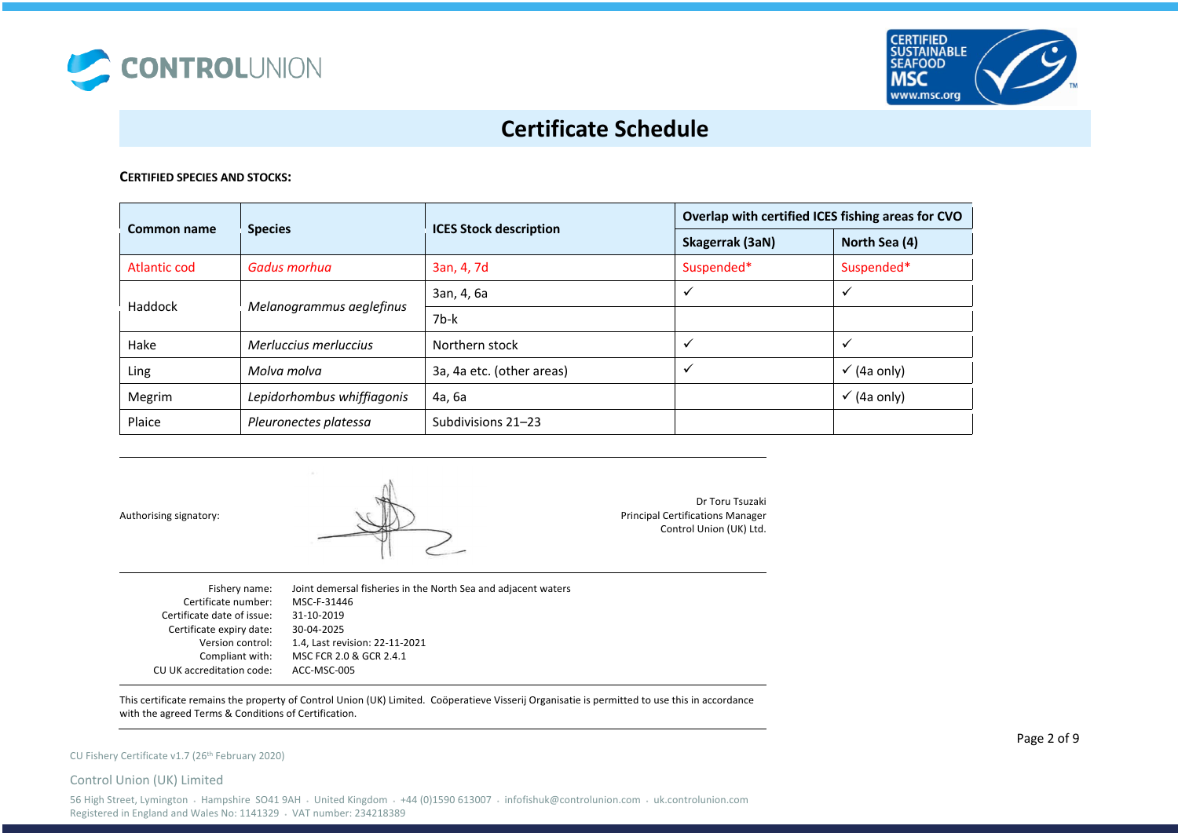# Certificate Schedule

**CERTIFIED SPECIES AND STOCKS:**

| Common name | Species | ICES Stock description | Overlap with certified ICES fishing areas for CVO | |
|---|---|---|---|---|
| | | | Skagerrak (3aN) | North Sea (4) |
| Atlantic cod | *Gadus morhua* | 3an, 4, 7d | Suspended* | Suspended* |
| Haddock | *Melanogrammus aeglefinus* | 3an, 4, 6a | ✓ | ✓ |
| | | 7b-k | | |
| Hake | *Merluccius merluccius* | Northern stock | ✓ | ✓ |
| Ling | *Molva molva* | 3a, 4a etc. (other areas) | ✓ | ✓ (4a only) |
| Megrim | *Lepidorhombus whiffiagonis* | 4a, 6a | | ✓ (4a only) |
| Plaice | *Pleuronectes platessa* | Subdivisions 21–23 | | |

Authorising signatory:

Dr Toru Tsuzaki
Principal Certifications Manager
Control Union (UK) Ltd.

| | |
|---|---|
| Fishery name: | Joint demersal fisheries in the North Sea and adjacent waters |
| Certificate number: | MSC-F-31446 |
| Certificate date of issue: | 31-10-2019 |
| Certificate expiry date: | 30-04-2025 |
| Version control: | 1.4, Last revision: 22-11-2021 |
| Compliant with: | MSC FCR 2.0 & GCR 2.4.1 |
| CU UK accreditation code: | ACC-MSC-005 |

This certificate remains the property of Control Union (UK) Limited. Coöperatieve Visserij Organisatie is permitted to use this in accordance with the agreed Terms & Conditions of Certification.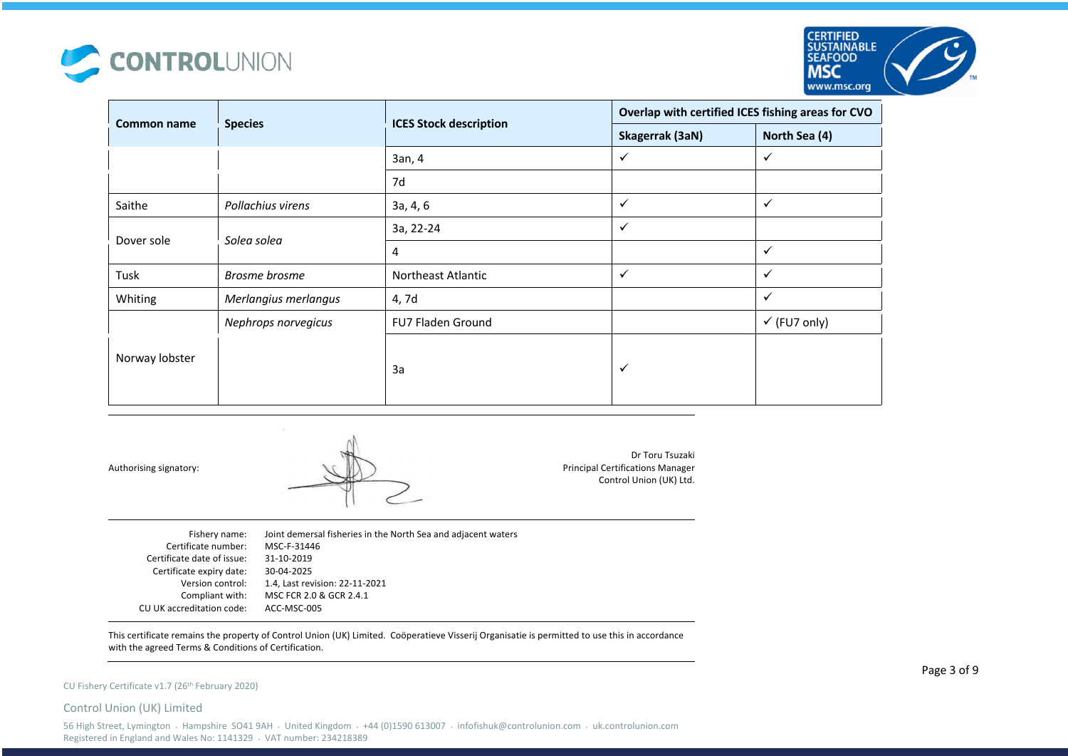| Common name | Species | ICES Stock description | Overlap with certified ICES fishing areas for CVO | |
|---|---|---|---|---|
| | | | Skagerrak (3aN) | North Sea (4) |
| | | 3an, 4 | ✓ | ✓ |
| | | 7d | | |
| Saithe | *Pollachius virens* | 3a, 4, 6 | ✓ | ✓ |
| Dover sole | *Solea solea* | 3a, 22-24 | ✓ | |
| | | 4 | | ✓ |
| Tusk | *Brosme brosme* | Northeast Atlantic | ✓ | ✓ |
| Whiting | *Merlangius merlangus* | 4, 7d | | ✓ |
| Norway lobster | *Nephrops norvegicus* | FU7 Fladen Ground | | ✓ (FU7 only) |
| | | 3a | ✓ | |

Authorising signatory:

Dr Toru Tsuzaki
Principal Certifications Manager
Control Union (UK) Ltd.

| | |
|---|---|
| Fishery name: | Joint demersal fisheries in the North Sea and adjacent waters |
| Certificate number: | MSC-F-31446 |
| Certificate date of issue: | 31-10-2019 |
| Certificate expiry date: | 30-04-2025 |
| Version control: | 1.4, Last revision: 22-11-2021 |
| Compliant with: | MSC FCR 2.0 & GCR 2.4.1 |
| CU UK accreditation code: | ACC-MSC-005 |

This certificate remains the property of Control Union (UK) Limited. Coöperatieve Visserij Organisatie is permitted to use this in accordance with the agreed Terms & Conditions of Certification.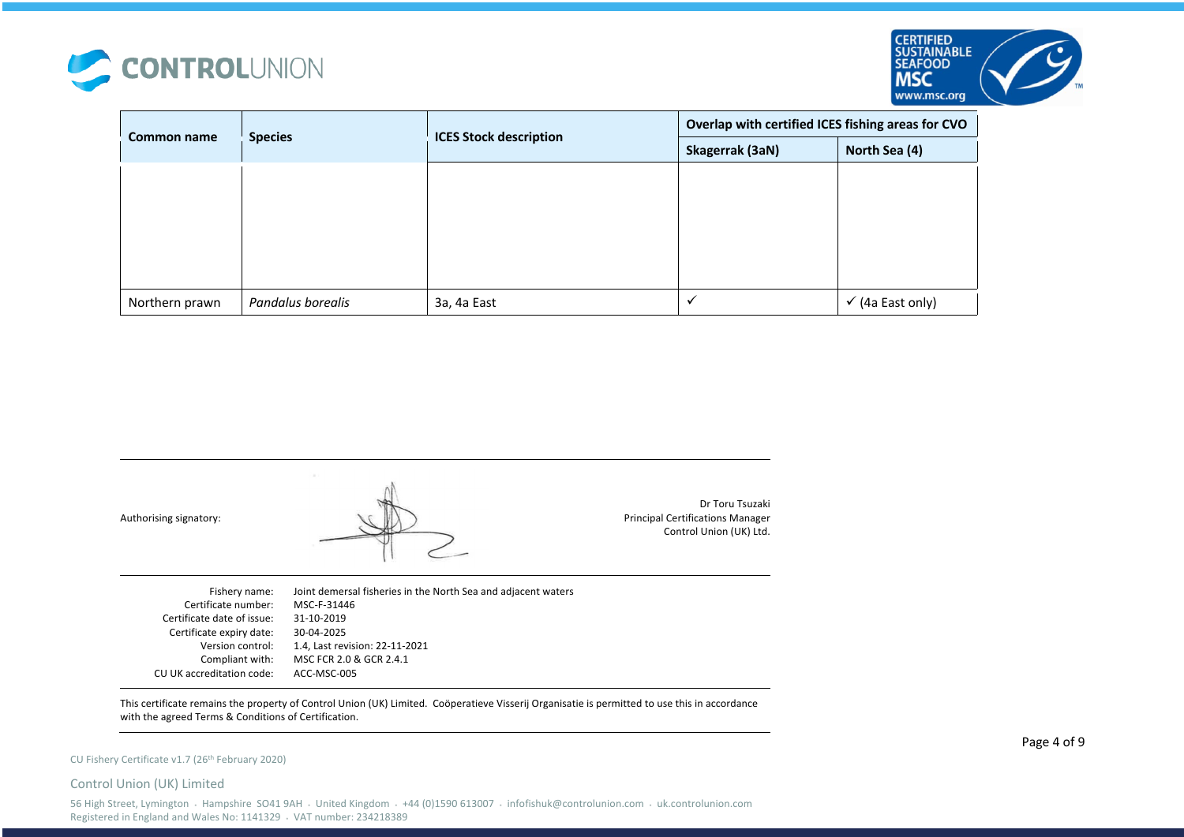| Common name | Species | ICES Stock description | Overlap with certified ICES fishing areas for CVO | |
|---|---|---|---|---|
| | | | Skagerrak (3aN) | North Sea (4) |
| | | | | |
| Northern prawn | *Pandalus borealis* | 3a, 4a East | ✓ | ✓ (4a East only) |

Authorising signatory:

Dr Toru Tsuzaki
Principal Certifications Manager
Control Union (UK) Ltd.

| | |
|---|---|
| Fishery name: | Joint demersal fisheries in the North Sea and adjacent waters |
| Certificate number: | MSC-F-31446 |
| Certificate date of issue: | 31-10-2019 |
| Certificate expiry date: | 30-04-2025 |
| Version control: | 1.4, Last revision: 22-11-2021 |
| Compliant with: | MSC FCR 2.0 & GCR 2.4.1 |
| CU UK accreditation code: | ACC-MSC-005 |

This certificate remains the property of Control Union (UK) Limited. Coöperatieve Visserij Organisatie is permitted to use this in accordance with the agreed Terms & Conditions of Certification.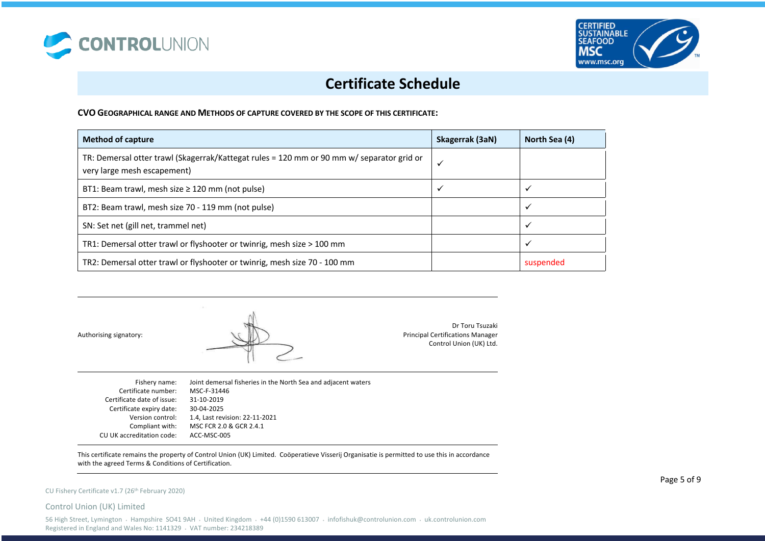# Certificate Schedule

**CVO GEOGRAPHICAL RANGE AND METHODS OF CAPTURE COVERED BY THE SCOPE OF THIS CERTIFICATE:**

| Method of capture | Skagerrak (3aN) | North Sea (4) |
|---|---|---|
| TR: Demersal otter trawl (Skagerrak/Kattegat rules = 120 mm or 90 mm w/ separator grid or very large mesh escapement) | ✓ | |
| BT1: Beam trawl, mesh size ≥ 120 mm (not pulse) | ✓ | ✓ |
| BT2: Beam trawl, mesh size 70 - 119 mm (not pulse) | | ✓ |
| SN: Set net (gill net, trammel net) | | ✓ |
| TR1: Demersal otter trawl or flyshooter or twinrig, mesh size > 100 mm | | ✓ |
| TR2: Demersal otter trawl or flyshooter or twinrig, mesh size 70 - 100 mm | | suspended |

Authorising signatory:

Dr Toru Tsuzaki
Principal Certifications Manager
Control Union (UK) Ltd.

| | |
|---|---|
| Fishery name: | Joint demersal fisheries in the North Sea and adjacent waters |
| Certificate number: | MSC-F-31446 |
| Certificate date of issue: | 31-10-2019 |
| Certificate expiry date: | 30-04-2025 |
| Version control: | 1.4, Last revision: 22-11-2021 |
| Compliant with: | MSC FCR 2.0 & GCR 2.4.1 |
| CU UK accreditation code: | ACC-MSC-005 |

This certificate remains the property of Control Union (UK) Limited. Coöperatieve Visserij Organisatie is permitted to use this in accordance with the agreed Terms & Conditions of Certification.

CU Fishery Certificate v1.7 (26th February 2020)

Control Union (UK) Limited

56 High Street, Lymington . Hampshire SO41 9AH . United Kingdom . +44 (0)1590 613007 . infofishuk@controlunion.com . uk.controlunion.com
Registered in England and Wales No: 1141329 . VAT number: 234218389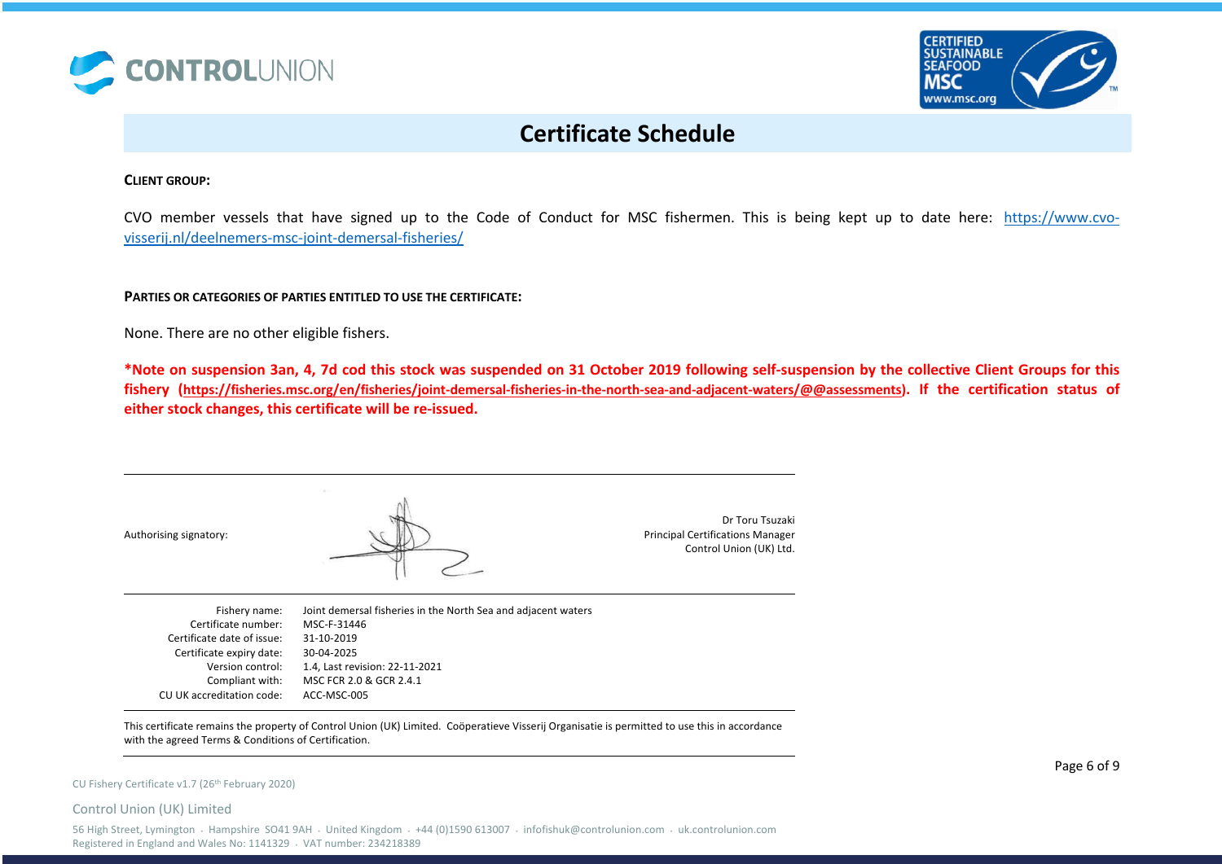# Certificate Schedule

**CLIENT GROUP:**

CVO member vessels that have signed up to the Code of Conduct for MSC fishermen. This is being kept up to date here: [https://www.cvo-visserij.nl/deelnemers-msc-joint-demersal-fisheries/](https://www.cvo-visserij.nl/deelnemers-msc-joint-demersal-fisheries/)

**PARTIES OR CATEGORIES OF PARTIES ENTITLED TO USE THE CERTIFICATE:**

None. There are no other eligible fishers.

**\*Note on suspension 3an, 4, 7d cod this stock was suspended on 31 October 2019 following self-suspension by the collective Client Groups for this fishery ([https://fisheries.msc.org/en/fisheries/joint-demersal-fisheries-in-the-north-sea-and-adjacent-waters/@@assessments](https://fisheries.msc.org/en/fisheries/joint-demersal-fisheries-in-the-north-sea-and-adjacent-waters/@@assessments)). If the certification status of either stock changes, this certificate will be re-issued.**

---

Authorising signatory:

Dr Toru Tsuzaki
Principal Certifications Manager
Control Union (UK) Ltd.

---

| | |
|---|---|
| Fishery name: | Joint demersal fisheries in the North Sea and adjacent waters |
| Certificate number: | MSC-F-31446 |
| Certificate date of issue: | 31-10-2019 |
| Certificate expiry date: | 30-04-2025 |
| Version control: | 1.4, Last revision: 22-11-2021 |
| Compliant with: | MSC FCR 2.0 & GCR 2.4.1 |
| CU UK accreditation code: | ACC-MSC-005 |

This certificate remains the property of Control Union (UK) Limited. Coöperatieve Visserij Organisatie is permitted to use this in accordance with the agreed Terms & Conditions of Certification.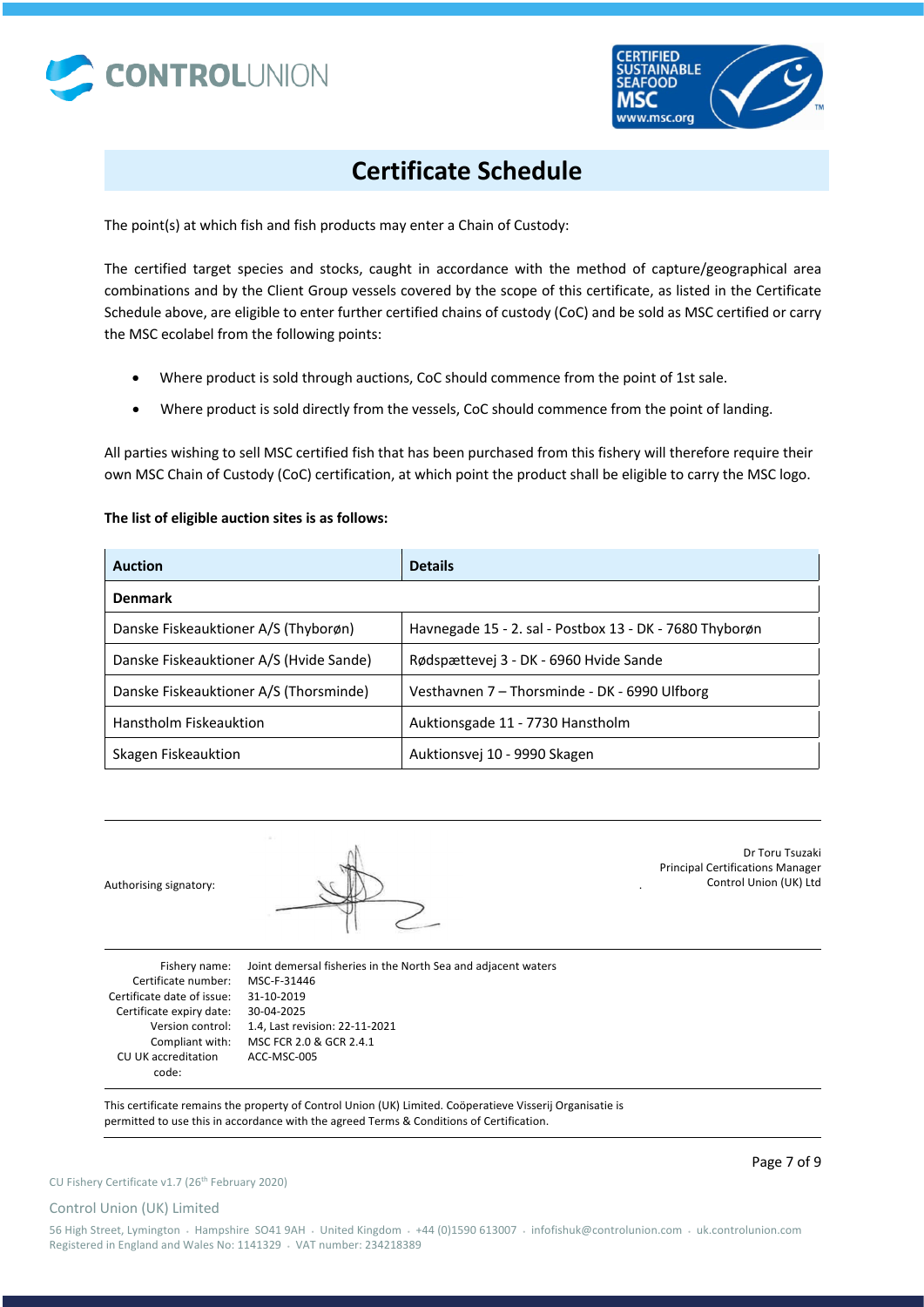# Certificate Schedule

The point(s) at which fish and fish products may enter a Chain of Custody:

The certified target species and stocks, caught in accordance with the method of capture/geographical area combinations and by the Client Group vessels covered by the scope of this certificate, as listed in the Certificate Schedule above, are eligible to enter further certified chains of custody (CoC) and be sold as MSC certified or carry the MSC ecolabel from the following points:

- Where product is sold through auctions, CoC should commence from the point of 1st sale.
- Where product is sold directly from the vessels, CoC should commence from the point of landing.

All parties wishing to sell MSC certified fish that has been purchased from this fishery will therefore require their own MSC Chain of Custody (CoC) certification, at which point the product shall be eligible to carry the MSC logo.

**The list of eligible auction sites is as follows:**

| Auction | Details |
|---|---|
| **Denmark** | |
| Danske Fiskeauktioner A/S (Thyborøn) | Havnegade 15 - 2. sal - Postbox 13 - DK - 7680 Thyborøn |
| Danske Fiskeauktioner A/S (Hvide Sande) | Rødspættevej 3 - DK - 6960 Hvide Sande |
| Danske Fiskeauktioner A/S (Thorsminde) | Vesthavnen 7 – Thorsminde - DK - 6990 Ulfborg |
| Hanstholm Fiskeauktion | Auktionsgade 11 - 7730 Hanstholm |
| Skagen Fiskeauktion | Auktionsvej 10 - 9990 Skagen |

Authorising signatory:

Dr Toru Tsuzaki
Principal Certifications Manager
Control Union (UK) Ltd

| | |
|---|---|
| Fishery name: | Joint demersal fisheries in the North Sea and adjacent waters |
| Certificate number: | MSC-F-31446 |
| Certificate date of issue: | 31-10-2019 |
| Certificate expiry date: | 30-04-2025 |
| Version control: | 1.4, Last revision: 22-11-2021 |
| Compliant with: | MSC FCR 2.0 & GCR 2.4.1 |
| CU UK accreditation code: | ACC-MSC-005 |

This certificate remains the property of Control Union (UK) Limited. Coöperatieve Visserij Organisatie is permitted to use this in accordance with the agreed Terms & Conditions of Certification.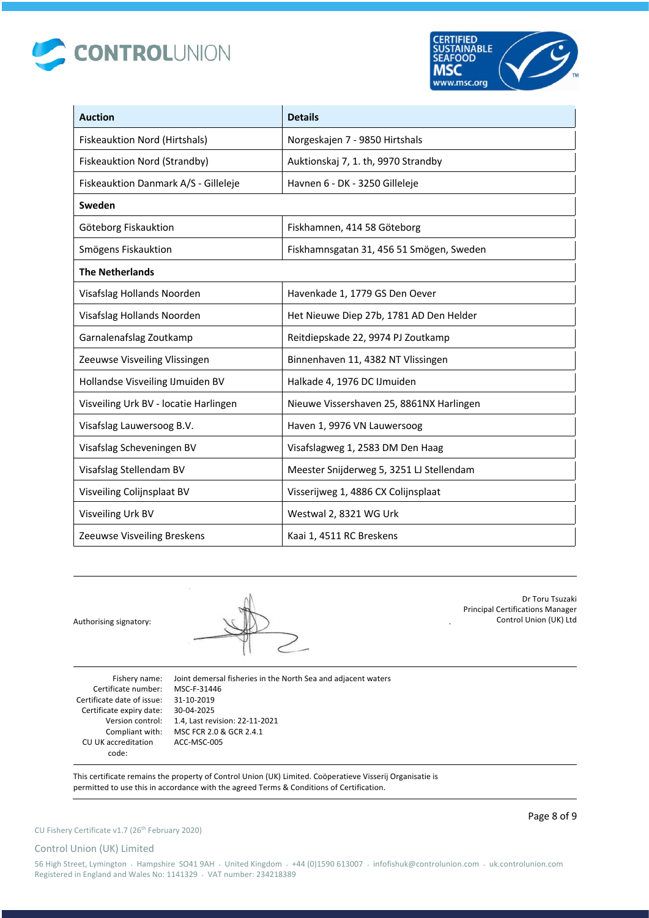| Auction | Details |
|---|---|
| Fiskeauktion Nord (Hirtshals) | Norgeskajen 7 - 9850 Hirtshals |
| Fiskeauktion Nord (Strandby) | Auktionskaj 7, 1. th, 9970 Strandby |
| Fiskeauktion Danmark A/S - Gilleleje | Havnen 6 - DK - 3250 Gilleleje |
| **Sweden** | |
| Göteborg Fiskauktion | Fiskhamnen, 414 58 Göteborg |
| Smögens Fiskauktion | Fiskhamnsgatan 31, 456 51 Smögen, Sweden |
| **The Netherlands** | |
| Visafslag Hollands Noorden | Havenkade 1, 1779 GS Den Oever |
| Visafslag Hollands Noorden | Het Nieuwe Diep 27b, 1781 AD Den Helder |
| Garnalenafslag Zoutkamp | Reitdiepskade 22, 9974 PJ Zoutkamp |
| Zeeuwse Visveiling Vlissingen | Binnenhaven 11, 4382 NT Vlissingen |
| Hollandse Visveiling IJmuiden BV | Halkade 4, 1976 DC IJmuiden |
| Visveiling Urk BV - locatie Harlingen | Nieuwe Vissershaven 25, 8861NX Harlingen |
| Visafslag Lauwersoog B.V. | Haven 1, 9976 VN Lauwersoog |
| Visafslag Scheveningen BV | Visafslagweg 1, 2583 DM Den Haag |
| Visafslag Stellendam BV | Meester Snijderweg 5, 3251 LJ Stellendam |
| Visveiling Colijnsplaat BV | Visserijweg 1, 4886 CX Colijnsplaat |
| Visveiling Urk BV | Westwal 2, 8321 WG Urk |
| Zeeuwse Visveiling Breskens | Kaai 1, 4511 RC Breskens |

Authorising signatory:

Dr Toru Tsuzaki
Principal Certifications Manager
Control Union (UK) Ltd

Fishery name: Joint demersal fisheries in the North Sea and adjacent waters
Certificate number: MSC-F-31446
Certificate date of issue: 31-10-2019
Certificate expiry date: 30-04-2025
Version control: 1.4, Last revision: 22-11-2021
Compliant with: MSC FCR 2.0 & GCR 2.4.1
CU UK accreditation code: ACC-MSC-005

This certificate remains the property of Control Union (UK) Limited. Coöperatieve Visserij Organisatie is permitted to use this in accordance with the agreed Terms & Conditions of Certification.

CU Fishery Certificate v1.7 (26th February 2020)

Control Union (UK) Limited

56 High Street, Lymington . Hampshire SO41 9AH . United Kingdom . +44 (0)1590 613007 . infofishuk@controlunion.com . uk.controlunion.com
Registered in England and Wales No: 1141329 . VAT number: 234218389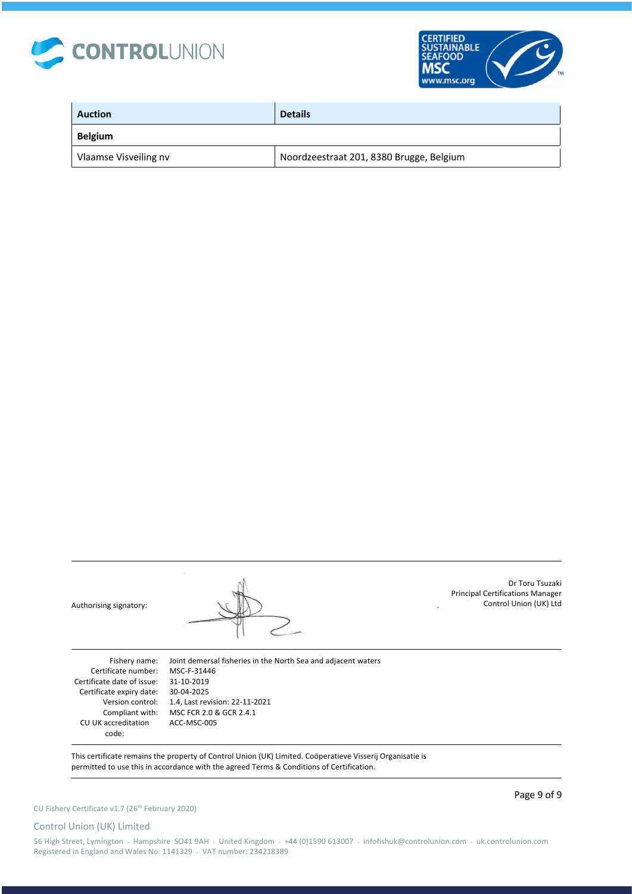| Auction | Details |
|---|---|
| **Belgium** | |
| Vlaamse Visveiling nv | Noordzeestraat 201, 8380 Brugge, Belgium |

Authorising signatory:

Dr Toru Tsuzaki
Principal Certifications Manager
Control Union (UK) Ltd

| | |
|---|---|
| Fishery name: | Joint demersal fisheries in the North Sea and adjacent waters |
| Certificate number: | MSC-F-31446 |
| Certificate date of issue: | 31-10-2019 |
| Certificate expiry date: | 30-04-2025 |
| Version control: | 1.4, Last revision: 22-11-2021 |
| Compliant with: | MSC FCR 2.0 & GCR 2.4.1 |
| CU UK accreditation code: | ACC-MSC-005 |

This certificate remains the property of Control Union (UK) Limited. Coöperatieve Visserij Organisatie is permitted to use this in accordance with the agreed Terms & Conditions of Certification.

CU Fishery Certificate v1.7 (26th February 2020)

Control Union (UK) Limited

56 High Street, Lymington . Hampshire SO41 9AH . United Kingdom . +44 (0)1590 613007 . infofishuk@controlunion.com . uk.controlunion.com
Registered in England and Wales No: 1141329 . VAT number: 234218389